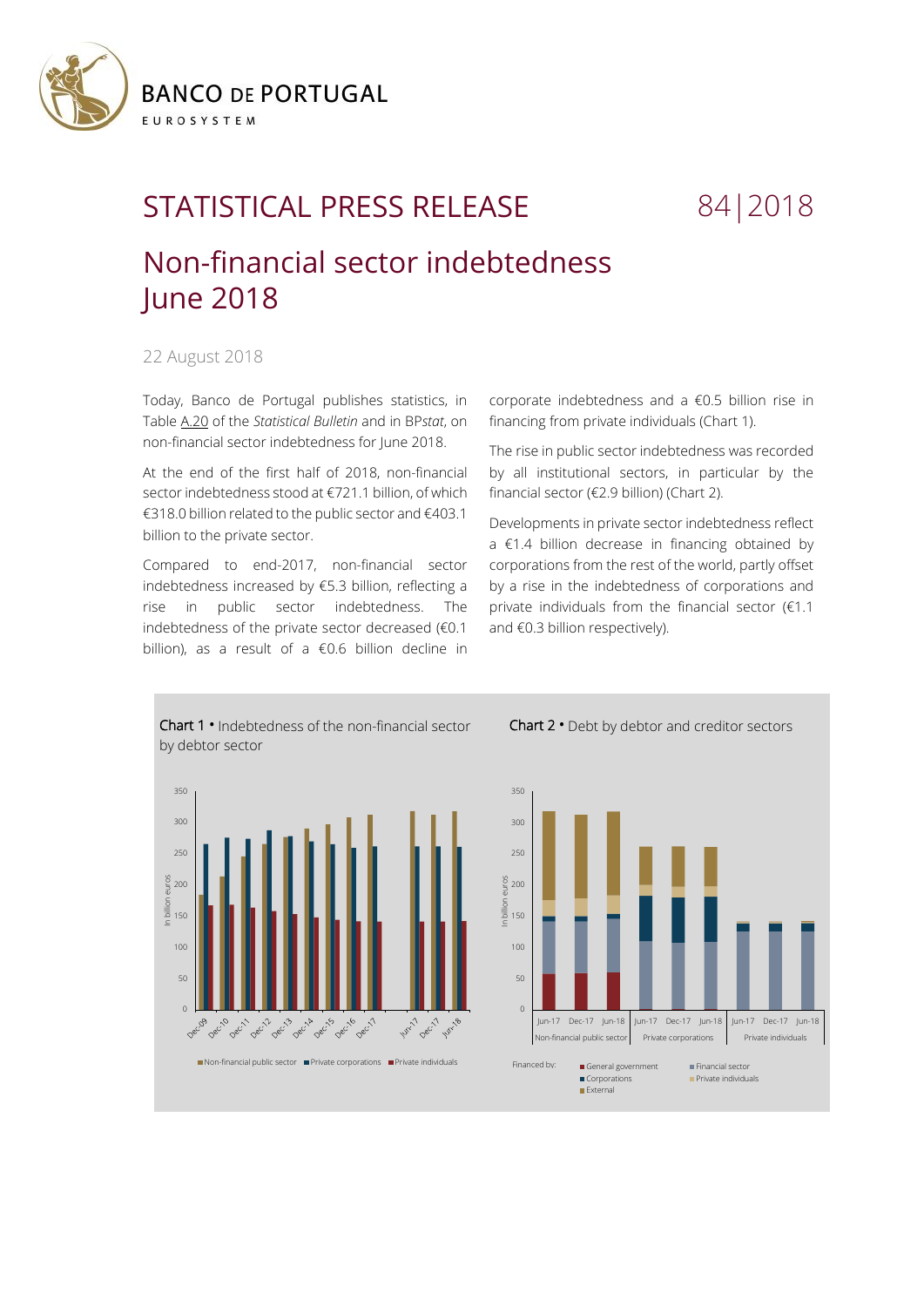BANCO DE PORTUGAL

EUROSYSTEM

# STATISTICAL PRESS RELEASE 84|2018

## Non-financial sector indebtedness June 2018

22 August 2018

Today, Banco de Portugal publishes statistics, in Table A.20 of the *Statistical Bulletin* and in BP*stat*, on non-financial sector indebtedness for June 2018.

At the end of the first half of 2018, non-financial sector indebtedness stood at €721.1 billion, of which €318.0 billion related to the public sector and €403.1 billion to the private sector.

Compared to end-2017, non-financial sector indebtedness increased by €5.3 billion, reflecting a rise in public sector indebtedness. The indebtedness of the private sector decreased (€0.1 billion), as a result of a €0.6 billion decline in corporate indebtedness and a €0.5 billion rise in financing from private individuals (Chart 1).

The rise in public sector indebtedness was recorded by all institutional sectors, in particular by the financial sector (€2.9 billion) (Chart 2).

Developments in private sector indebtedness reflect a €1.4 billion decrease in financing obtained by corporations from the rest of the world, partly offset by a rise in the indebtedness of corporations and private individuals from the financial sector (€1.1 and €0.3 billion respectively).

**Chart 1** • Indebtedness of the non-financial sector by debtor sector

**Chart 2** • Debt by debtor and creditor sectors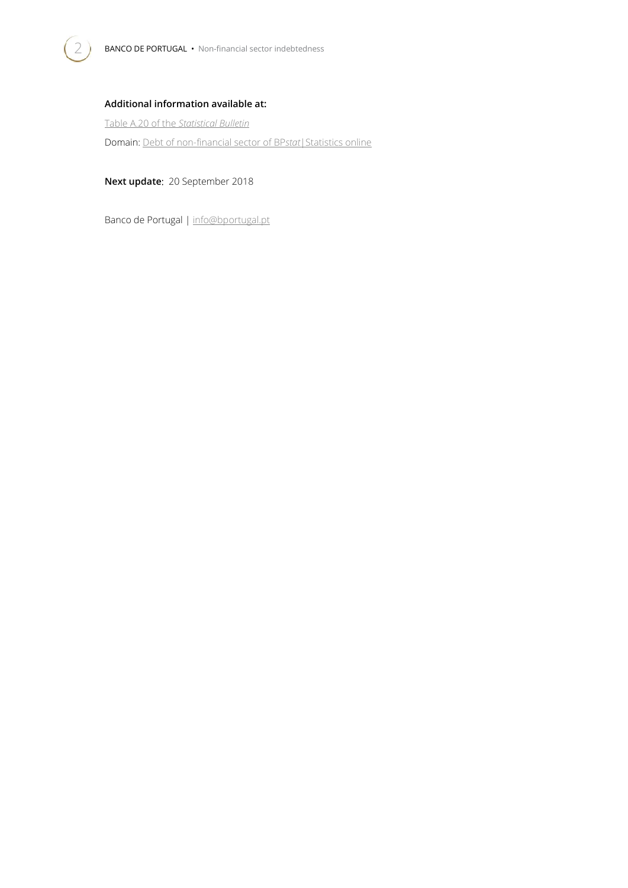**Additional information available at:**

Table A.20 of the *Statistical Bulletin*

Domain: Debt of non-financial sector of BP*stat*|Statistics online

**Next update**: 20 September 2018

Banco de Portugal | info@bportugal.pt